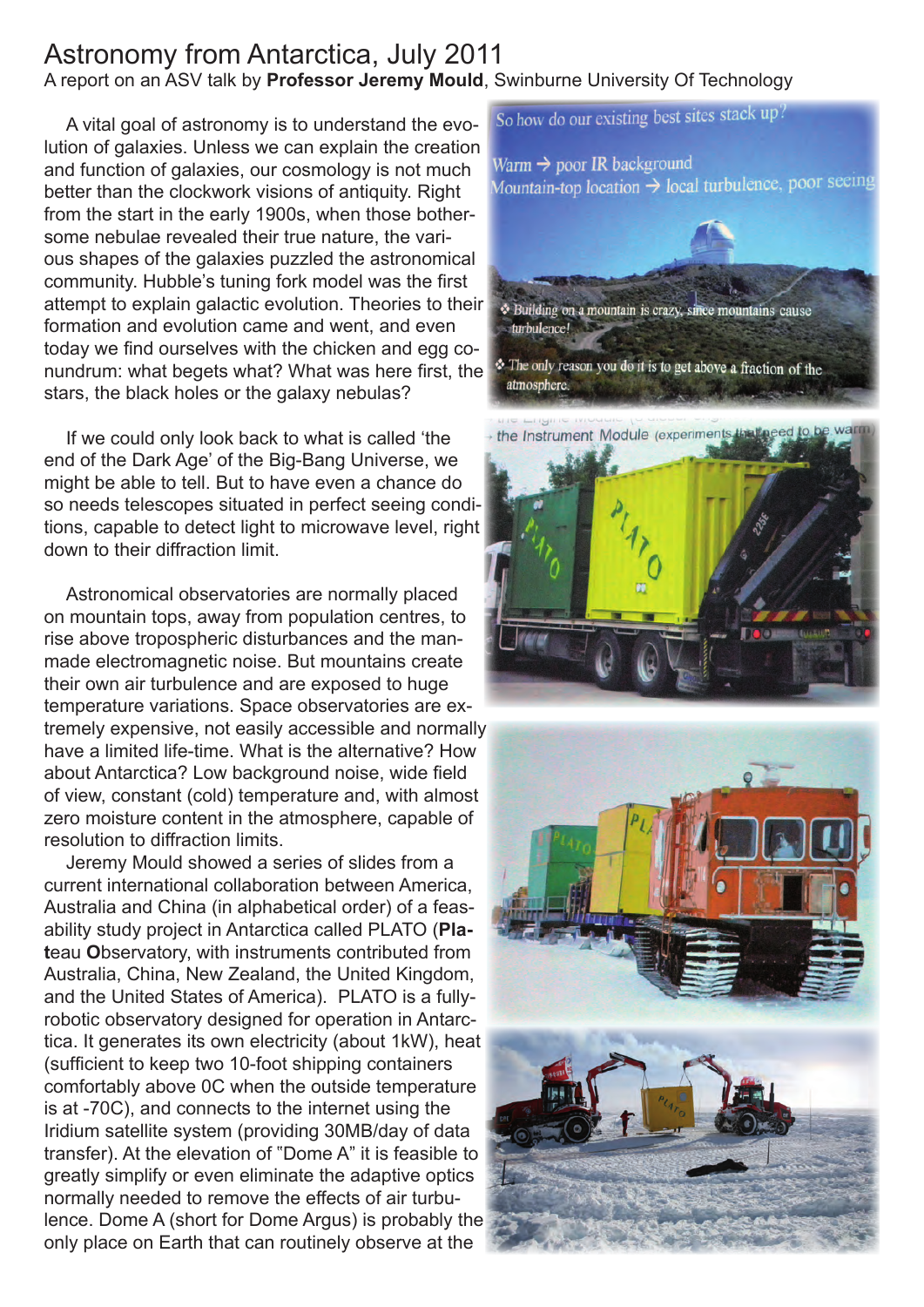# Astronomy from Antarctica, July 2011

A report on an ASV talk by **Professor Jeremy Mould**, Swinburne University Of Technology

A vital goal of astronomy is to understand the evolution of galaxies. Unless we can explain the creation and function of galaxies, our cosmology is not much better than the clockwork visions of antiquity. Right from the start in the early 1900s, when those bothersome nebulae revealed their true nature, the various shapes of the galaxies puzzled the astronomical community. Hubble's tuning fork model was the first attempt to explain galactic evolution. Theories to their formation and evolution came and went, and even today we find ourselves with the chicken and egg conundrum: what begets what? What was here first, the stars, the black holes or the galaxy nebulas?

If we could only look back to what is called 'the end of the Dark Age' of the Big-Bang Universe, we might be able to tell. But to have even a chance do so needs telescopes situated in perfect seeing conditions, capable to detect light to microwave level, right down to their diffraction limit.

Astronomical observatories are normally placed on mountain tops, away from population centres, to rise above tropospheric disturbances and the man-made electromagnetic noise. But mountains create their own air turbulence and are exposed to huge temperature variations. Space observatories are extremely expensive, not easily accessible and normally have a limited life-time. What is the alternative? How about Antarctica? Low background noise, wide field of view, constant (cold) temperature and, with almost zero moisture content in the atmosphere, capable of resolution to diffraction limits.

Jeremy Mould showed a series of slides from a current international collaboration between America, Australia and China (in alphabetical order) of a feasability study project in Antarctica called PLATO (**Pla**teau **O**bservatory, with instruments contributed from Australia, China, New Zealand, the United Kingdom, and the United States of America). PLATO is a fully-robotic observatory designed for operation in Antarctica. It generates its own electricity (about 1kW), heat (sufficient to keep two 10-foot shipping containers comfortably above 0C when the outside temperature is at -70C), and connects to the internet using the Iridium satellite system (providing 30MB/day of data transfer). At the elevation of "Dome A" it is feasible to greatly simplify or even eliminate the adaptive optics normally needed to remove the effects of air turbulence. Dome A (short for Dome Argus) is probably the only place on Earth that can routinely observe at the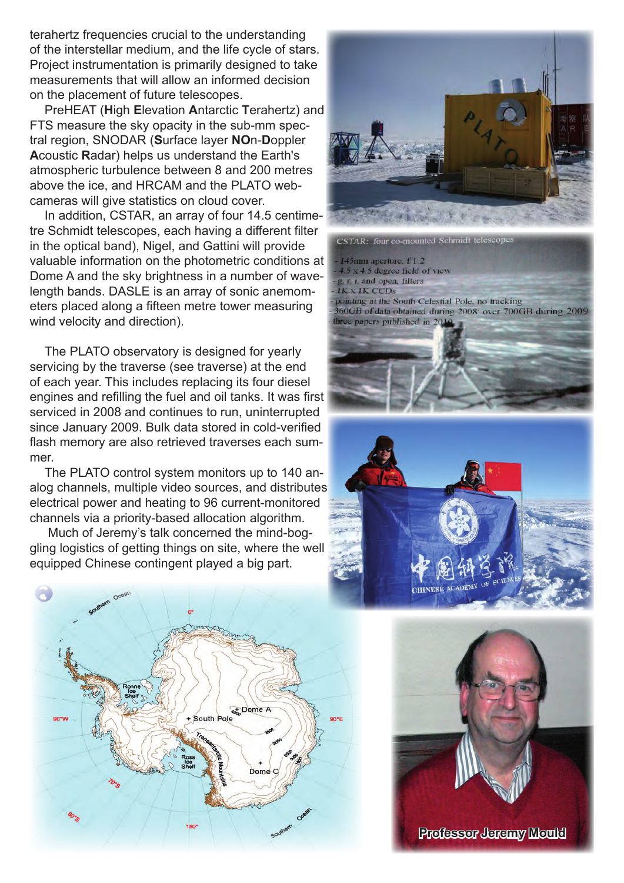terahertz frequencies crucial to the understanding of the interstellar medium, and the life cycle of stars. Project instrumentation is primarily designed to take measurements that will allow an informed decision on the placement of future telescopes.

PreHEAT (**H**igh **E**levation **A**ntarctic **T**erahertz) and FTS measure the sky opacity in the sub-mm spectral region, SNODAR (**S**urface layer **NO**n-**D**oppler **A**coustic **R**adar) helps us understand the Earth's atmospheric turbulence between 8 and 200 metres above the ice, and HRCAM and the PLATO webcameras will give statistics on cloud cover.

In addition, CSTAR, an array of four 14.5 centimetre Schmidt telescopes, each having a different filter in the optical band), Nigel, and Gattini will provide valuable information on the photometric conditions at Dome A and the sky brightness in a number of wavelength bands. DASLE is an array of sonic anemometers placed along a fifteen metre tower measuring wind velocity and direction).

The PLATO observatory is designed for yearly servicing by the traverse (see traverse) at the end of each year. This includes replacing its four diesel engines and refilling the fuel and oil tanks. It was first serviced in 2008 and continues to run, uninterrupted since January 2009. Bulk data stored in cold-verified flash memory are also retrieved traverses each summer.

The PLATO control system monitors up to 140 analog channels, multiple video sources, and distributes electrical power and heating to 96 current-monitored channels via a priority-based allocation algorithm.

Much of Jeremy's talk concerned the mind-boggling logistics of getting things on site, where the well equipped Chinese contingent played a big part.

CSTAR: four co-mounted Schmidt telescopes

- 145mm aperture, f1.2
- 4.5 x 4.5 degree field of view
- g, r, i, and open, filters
- 1K x 1K CCDs
- pointing at the South Celestial Pole, no tracking
- 360GB of data obtained during 2008: over 700GB during 2009
- three papers published in 2010

Professor Jeremy Mould